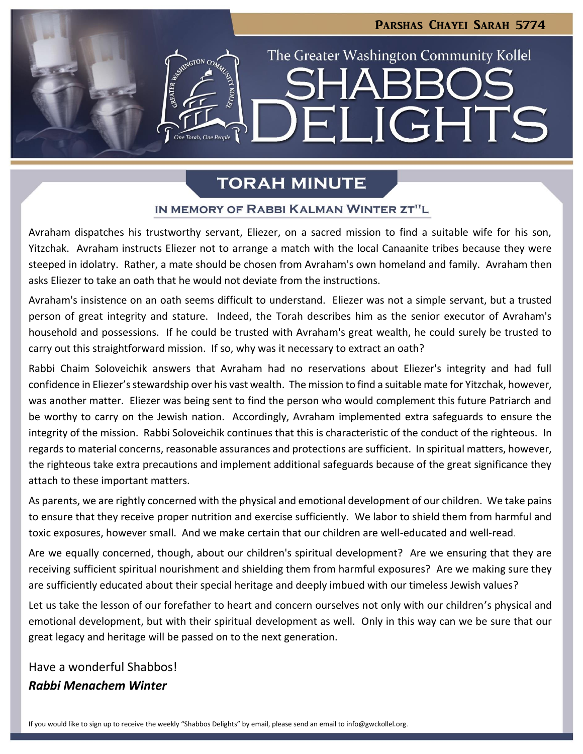Parshas Chayei Sarah 5774

The Greater Washington Community Kollel

# SHABBOS DELIGHTS

## TORAH MINUTE

### IN MEMORY OF RABBI KALMAN WINTER ZT"L

Avraham dispatches his trustworthy servant, Eliezer, on a sacred mission to find a suitable wife for his son, Yitzchak. Avraham instructs Eliezer not to arrange a match with the local Canaanite tribes because they were steeped in idolatry. Rather, a mate should be chosen from Avraham's own homeland and family. Avraham then asks Eliezer to take an oath that he would not deviate from the instructions.

Avraham's insistence on an oath seems difficult to understand. Eliezer was not a simple servant, but a trusted person of great integrity and stature. Indeed, the Torah describes him as the senior executor of Avraham's household and possessions. If he could be trusted with Avraham's great wealth, he could surely be trusted to carry out this straightforward mission. If so, why was it necessary to extract an oath?

Rabbi Chaim Soloveichik answers that Avraham had no reservations about Eliezer's integrity and had full confidence in Eliezer's stewardship over his vast wealth. The mission to find a suitable mate for Yitzchak, however, was another matter. Eliezer was being sent to find the person who would complement this future Patriarch and be worthy to carry on the Jewish nation. Accordingly, Avraham implemented extra safeguards to ensure the integrity of the mission. Rabbi Soloveichik continues that this is characteristic of the conduct of the righteous. In regards to material concerns, reasonable assurances and protections are sufficient. In spiritual matters, however, the righteous take extra precautions and implement additional safeguards because of the great significance they attach to these important matters.

As parents, we are rightly concerned with the physical and emotional development of our children. We take pains to ensure that they receive proper nutrition and exercise sufficiently. We labor to shield them from harmful and toxic exposures, however small. And we make certain that our children are well-educated and well-read.

Are we equally concerned, though, about our children's spiritual development? Are we ensuring that they are receiving sufficient spiritual nourishment and shielding them from harmful exposures? Are we making sure they are sufficiently educated about their special heritage and deeply imbued with our timeless Jewish values?

Let us take the lesson of our forefather to heart and concern ourselves not only with our children's physical and emotional development, but with their spiritual development as well. Only in this way can we be sure that our great legacy and heritage will be passed on to the next generation.

Have a wonderful Shabbos!

***Rabbi Menachem Winter***

If you would like to sign up to receive the weekly "Shabbos Delights" by email, please send an email to info@gwckollel.org.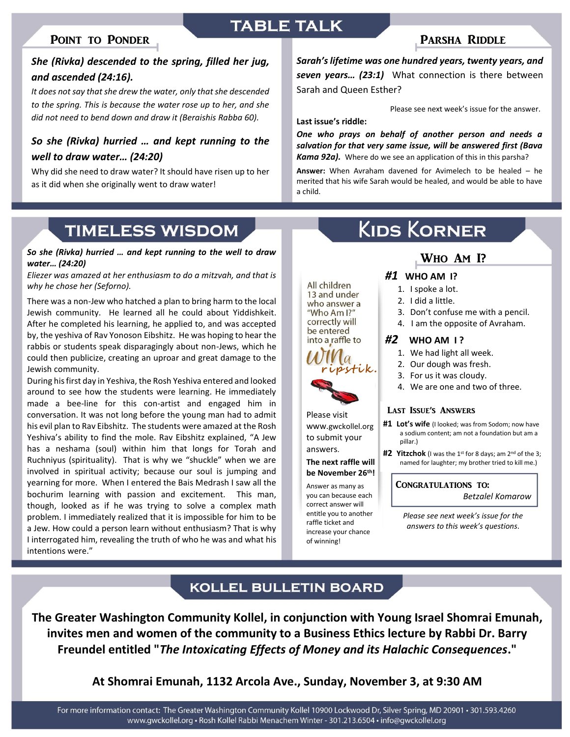# TABLE TALK

## Point to Ponder

***She (Rivka) descended to the spring, filled her jug, and ascended (24:16).***

*It does not say that she drew the water, only that she descended to the spring. This is because the water rose up to her, and she did not need to bend down and draw it (Beraishis Rabba 60).*

***So she (Rivka) hurried … and kept running to the well to draw water… (24:20)***

Why did she need to draw water? It should have risen up to her as it did when she originally went to draw water!

## Parsha Riddle

***Sarah's lifetime was one hundred years, twenty years, and seven years… (23:1)*** What connection is there between Sarah and Queen Esther?

Please see next week's issue for the answer.

**Last issue's riddle:**

***One who prays on behalf of another person and needs a salvation for that very same issue, will be answered first (Bava Kama 92a).*** Where do we see an application of this in this parsha?

**Answer:** When Avraham davened for Avimelech to be healed – he merited that his wife Sarah would be healed, and would be able to have a child.

# TIMELESS WISDOM

***So she (Rivka) hurried … and kept running to the well to draw water… (24:20)***

*Eliezer was amazed at her enthusiasm to do a mitzvah, and that is why he chose her (Seforno).*

There was a non-Jew who hatched a plan to bring harm to the local Jewish community. He learned all he could about Yiddishkeit. After he completed his learning, he applied to, and was accepted by, the yeshiva of Rav Yonoson Eibshitz. He was hoping to hear the rabbis or students speak disparagingly about non-Jews, which he could then publicize, creating an uproar and great damage to the Jewish community.

During his first day in Yeshiva, the Rosh Yeshiva entered and looked around to see how the students were learning. He immediately made a bee-line for this con-artist and engaged him in conversation. It was not long before the young man had to admit his evil plan to Rav Eibshitz. The students were amazed at the Rosh Yeshiva's ability to find the mole. Rav Eibshitz explained, "A Jew has a neshama (soul) within him that longs for Torah and Ruchniyus (spirituality). That is why we "shuckle" when we are involved in spiritual activity; because our soul is jumping and yearning for more. When I entered the Bais Medrash I saw all the bochurim learning with passion and excitement. This man, though, looked as if he was trying to solve a complex math problem. I immediately realized that it is impossible for him to be a Jew. How could a person learn without enthusiasm? That is why I interrogated him, revealing the truth of who he was and what his intentions were."

# KIDS KORNER

All children 13 and under who answer a "Who Am I?" correctly will be entered into a raffle to win a ripstik.

Please visit www.gwckollel.org to submit your answers.

**The next raffle will be November 26th!**

Answer as many as you can because each correct answer will entitle you to another raffle ticket and increase your chance of winning!

## Who Am I?

**#1 WHO AM I?**

1. I spoke a lot.
2. I did a little.
3. Don't confuse me with a pencil.
4. I am the opposite of Avraham.

**#2 WHO AM I?**

1. We had light all week.
2. Our dough was fresh.
3. For us it was cloudy.
4. We are one and two of three.

### Last Issue's Answers

**#1 Lot's wife** (I looked; was from Sodom; now have a sodium content; am not a foundation but am a pillar.)

**#2 Yitzchok** (I was the 1st for 8 days; am 2nd of the 3; named for laughter; my brother tried to kill me.)

**Congratulations to:** *Betzalel Komarow*

*Please see next week's issue for the answers to this week's questions.*

# KOLLEL BULLETIN BOARD

**The Greater Washington Community Kollel, in conjunction with Young Israel Shomrai Emunah, invites men and women of the community to a Business Ethics lecture by Rabbi Dr. Barry Freundel entitled "*The Intoxicating Effects of Money and its Halachic Consequences*."**

**At Shomrai Emunah, 1132 Arcola Ave., Sunday, November 3, at 9:30 AM**

For more information contact: The Greater Washington Community Kollel 10900 Lockwood Dr, Silver Spring, MD 20901 • 301.593.4260
www.gwckollel.org • Rosh Kollel Rabbi Menachem Winter - 301.213.6504 • info@gwckollel.org